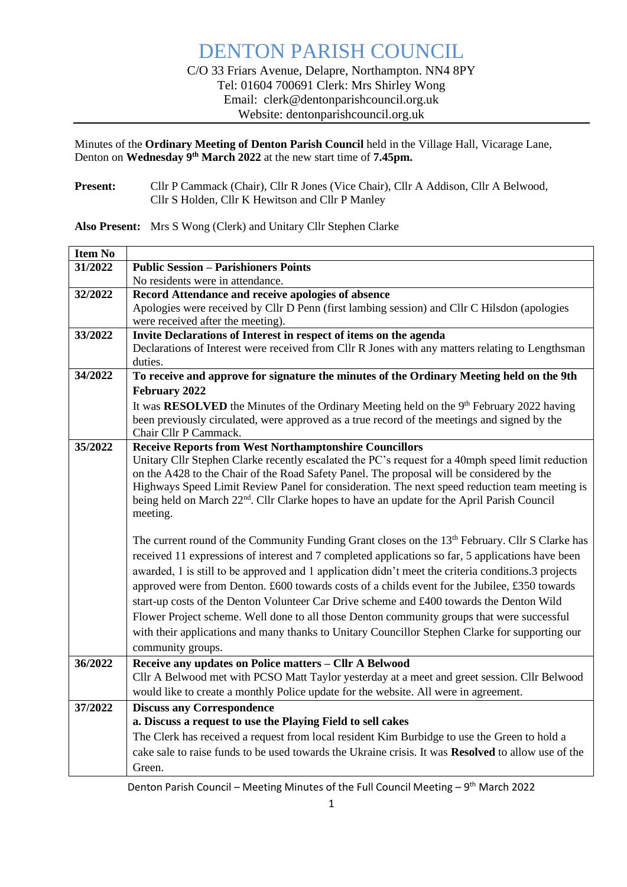# DENTON PARISH COUNCIL

C/O 33 Friars Avenue, Delapre, Northampton. NN4 8PY
Tel: 01604 700691 Clerk: Mrs Shirley Wong
Email: clerk@dentonparishcouncil.org.uk
Website: dentonparishcouncil.org.uk

Minutes of the **Ordinary Meeting of Denton Parish Council** held in the Village Hall, Vicarage Lane, Denton on **Wednesday 9th March 2022** at the new start time of **7.45pm.**

**Present:** Cllr P Cammack (Chair), Cllr R Jones (Vice Chair), Cllr A Addison, Cllr A Belwood, Cllr S Holden, Cllr K Hewitson and Cllr P Manley

**Also Present:** Mrs S Wong (Clerk) and Unitary Cllr Stephen Clarke

| Item No | |
|---|---|
| 31/2022 | **Public Session – Parishioners Points**<br>No residents were in attendance. |
| 32/2022 | **Record Attendance and receive apologies of absence**<br>Apologies were received by Cllr D Penn (first lambing session) and Cllr C Hilsdon (apologies were received after the meeting). |
| 33/2022 | **Invite Declarations of Interest in respect of items on the agenda**<br>Declarations of Interest were received from Cllr R Jones with any matters relating to Lengthsman duties. |
| 34/2022 | **To receive and approve for signature the minutes of the Ordinary Meeting held on the 9th February 2022**<br>It was **RESOLVED** the Minutes of the Ordinary Meeting held on the 9th February 2022 having been previously circulated, were approved as a true record of the meetings and signed by the Chair Cllr P Cammack. |
| 35/2022 | **Receive Reports from West Northamptonshire Councillors**<br>Unitary Cllr Stephen Clarke recently escalated the PC's request for a 40mph speed limit reduction on the A428 to the Chair of the Road Safety Panel. The proposal will be considered by the Highways Speed Limit Review Panel for consideration. The next speed reduction team meeting is being held on March 22nd. Cllr Clarke hopes to have an update for the April Parish Council meeting.<br><br>The current round of the Community Funding Grant closes on the 13th February. Cllr S Clarke has received 11 expressions of interest and 7 completed applications so far, 5 applications have been awarded, 1 is still to be approved and 1 application didn't meet the criteria conditions.3 projects approved were from Denton. £600 towards costs of a childs event for the Jubilee, £350 towards start-up costs of the Denton Volunteer Car Drive scheme and £400 towards the Denton Wild Flower Project scheme. Well done to all those Denton community groups that were successful with their applications and many thanks to Unitary Councillor Stephen Clarke for supporting our community groups. |
| 36/2022 | **Receive any updates on Police matters – Cllr A Belwood**<br>Cllr A Belwood met with PCSO Matt Taylor yesterday at a meet and greet session. Cllr Belwood would like to create a monthly Police update for the website. All were in agreement. |
| 37/2022 | **Discuss any Correspondence**<br>**a. Discuss a request to use the Playing Field to sell cakes**<br>The Clerk has received a request from local resident Kim Burbidge to use the Green to hold a cake sale to raise funds to be used towards the Ukraine crisis. It was **Resolved** to allow use of the Green. |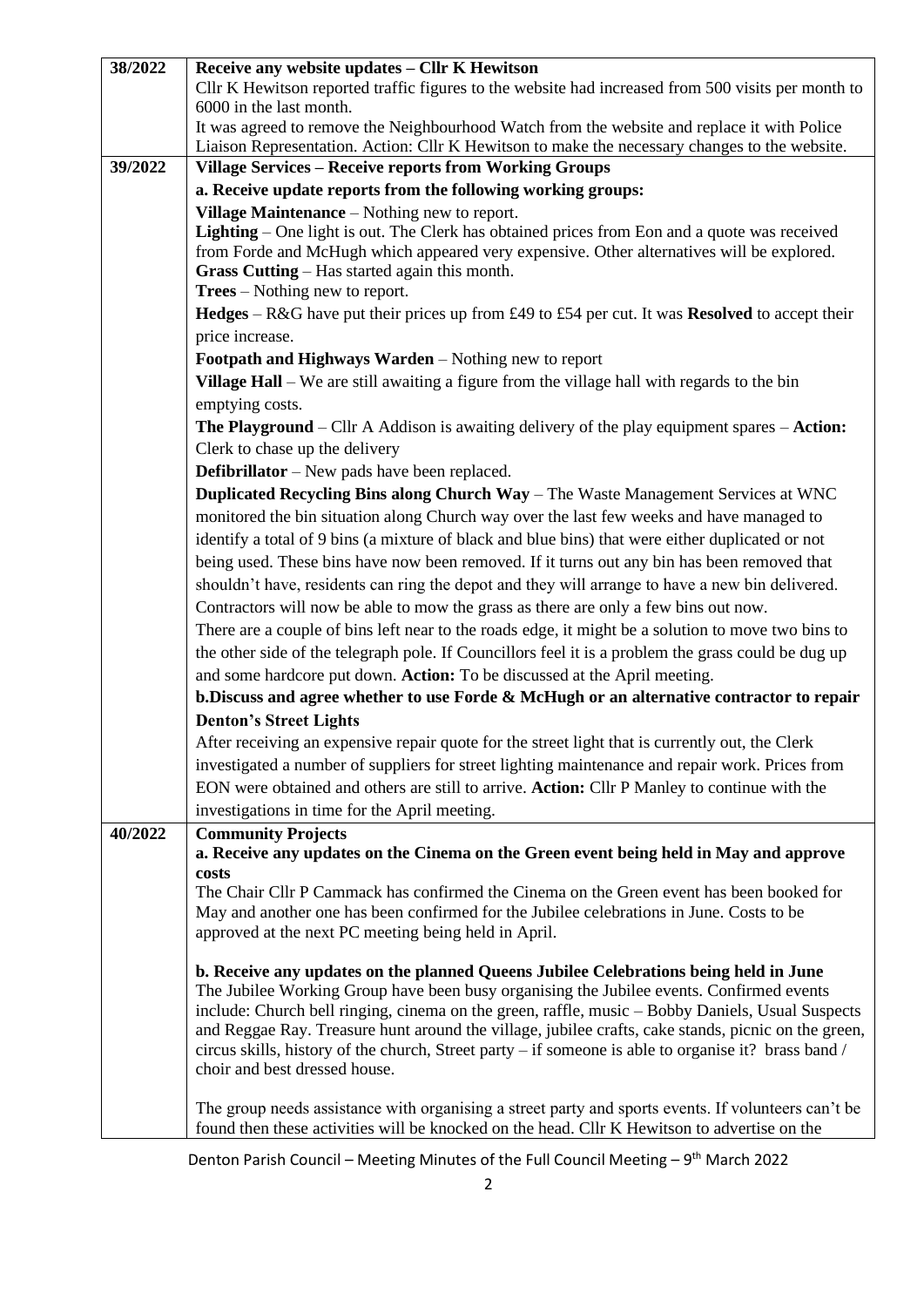| | |
|---|---|
| **38/2022** | **Receive any website updates – Cllr K Hewitson**<br>Cllr K Hewitson reported traffic figures to the website had increased from 500 visits per month to 6000 in the last month.<br>It was agreed to remove the Neighbourhood Watch from the website and replace it with Police Liaison Representation. Action: Cllr K Hewitson to make the necessary changes to the website. |
| **39/2022** | **Village Services – Receive reports from Working Groups**<br>**a. Receive update reports from the following working groups:**<br>**Village Maintenance** – Nothing new to report.<br>**Lighting** – One light is out. The Clerk has obtained prices from Eon and a quote was received from Forde and McHugh which appeared very expensive. Other alternatives will be explored.<br>**Grass Cutting** – Has started again this month.<br>**Trees** – Nothing new to report.<br>**Hedges** – R&G have put their prices up from £49 to £54 per cut. It was **Resolved** to accept their price increase.<br>**Footpath and Highways Warden** – Nothing new to report<br>**Village Hall** – We are still awaiting a figure from the village hall with regards to the bin emptying costs.<br>**The Playground** – Cllr A Addison is awaiting delivery of the play equipment spares – **Action:** Clerk to chase up the delivery<br>**Defibrillator** – New pads have been replaced.<br>**Duplicated Recycling Bins along Church Way** – The Waste Management Services at WNC monitored the bin situation along Church way over the last few weeks and have managed to identify a total of 9 bins (a mixture of black and blue bins) that were either duplicated or not being used. These bins have now been removed. If it turns out any bin has been removed that shouldn't have, residents can ring the depot and they will arrange to have a new bin delivered. Contractors will now be able to mow the grass as there are only a few bins out now.<br>There are a couple of bins left near to the roads edge, it might be a solution to move two bins to the other side of the telegraph pole. If Councillors feel it is a problem the grass could be dug up and some hardcore put down. **Action:** To be discussed at the April meeting.<br>**b.Discuss and agree whether to use Forde & McHugh or an alternative contractor to repair Denton's Street Lights**<br>After receiving an expensive repair quote for the street light that is currently out, the Clerk investigated a number of suppliers for street lighting maintenance and repair work. Prices from EON were obtained and others are still to arrive. **Action:** Cllr P Manley to continue with the investigations in time for the April meeting. |
| **40/2022** | **Community Projects**<br>**a. Receive any updates on the Cinema on the Green event being held in May and approve costs**<br>The Chair Cllr P Cammack has confirmed the Cinema on the Green event has been booked for May and another one has been confirmed for the Jubilee celebrations in June. Costs to be approved at the next PC meeting being held in April.<br><br>**b. Receive any updates on the planned Queens Jubilee Celebrations being held in June**<br>The Jubilee Working Group have been busy organising the Jubilee events. Confirmed events include: Church bell ringing, cinema on the green, raffle, music – Bobby Daniels, Usual Suspects and Reggae Ray. Treasure hunt around the village, jubilee crafts, cake stands, picnic on the green, circus skills, history of the church, Street party – if someone is able to organise it? brass band / choir and best dressed house.<br><br>The group needs assistance with organising a street party and sports events. If volunteers can't be found then these activities will be knocked on the head. Cllr K Hewitson to advertise on the |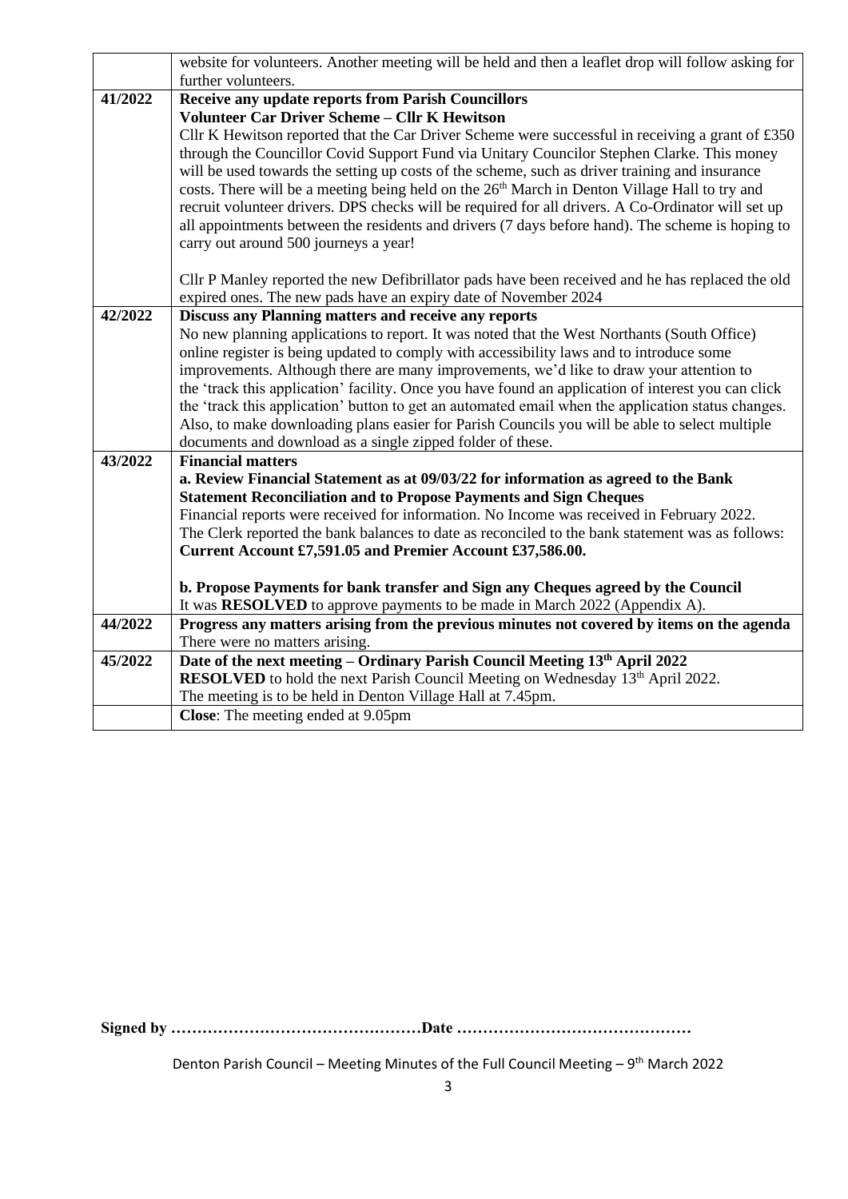| | |
|---|---|
| | website for volunteers. Another meeting will be held and then a leaflet drop will follow asking for further volunteers. |
| **41/2022** | **Receive any update reports from Parish Councillors**<br>**Volunteer Car Driver Scheme – Cllr K Hewitson**<br>Cllr K Hewitson reported that the Car Driver Scheme were successful in receiving a grant of £350 through the Councillor Covid Support Fund via Unitary Councilor Stephen Clarke. This money will be used towards the setting up costs of the scheme, such as driver training and insurance costs. There will be a meeting being held on the 26th March in Denton Village Hall to try and recruit volunteer drivers. DPS checks will be required for all drivers. A Co-Ordinator will set up all appointments between the residents and drivers (7 days before hand). The scheme is hoping to carry out around 500 journeys a year!<br><br>Cllr P Manley reported the new Defibrillator pads have been received and he has replaced the old expired ones. The new pads have an expiry date of November 2024 |
| **42/2022** | **Discuss any Planning matters and receive any reports**<br>No new planning applications to report. It was noted that the West Northants (South Office) online register is being updated to comply with accessibility laws and to introduce some improvements. Although there are many improvements, we'd like to draw your attention to the 'track this application' facility. Once you have found an application of interest you can click the 'track this application' button to get an automated email when the application status changes. Also, to make downloading plans easier for Parish Councils you will be able to select multiple documents and download as a single zipped folder of these. |
| **43/2022** | **Financial matters**<br>**a. Review Financial Statement as at 09/03/22 for information as agreed to the Bank Statement Reconciliation and to Propose Payments and Sign Cheques**<br>Financial reports were received for information. No Income was received in February 2022. The Clerk reported the bank balances to date as reconciled to the bank statement was as follows: **Current Account £7,591.05 and Premier Account £37,586.00.**<br><br>**b. Propose Payments for bank transfer and Sign any Cheques agreed by the Council**<br>It was **RESOLVED** to approve payments to be made in March 2022 (Appendix A). |
| **44/2022** | **Progress any matters arising from the previous minutes not covered by items on the agenda**<br>There were no matters arising. |
| **45/2022** | **Date of the next meeting – Ordinary Parish Council Meeting 13th April 2022**<br>**RESOLVED** to hold the next Parish Council Meeting on Wednesday 13th April 2022. The meeting is to be held in Denton Village Hall at 7.45pm. |
| | **Close**: The meeting ended at 9.05pm |

**Signed by ………………………………………… Date ………………………………………**

Denton Parish Council – Meeting Minutes of the Full Council Meeting – 9th March 2022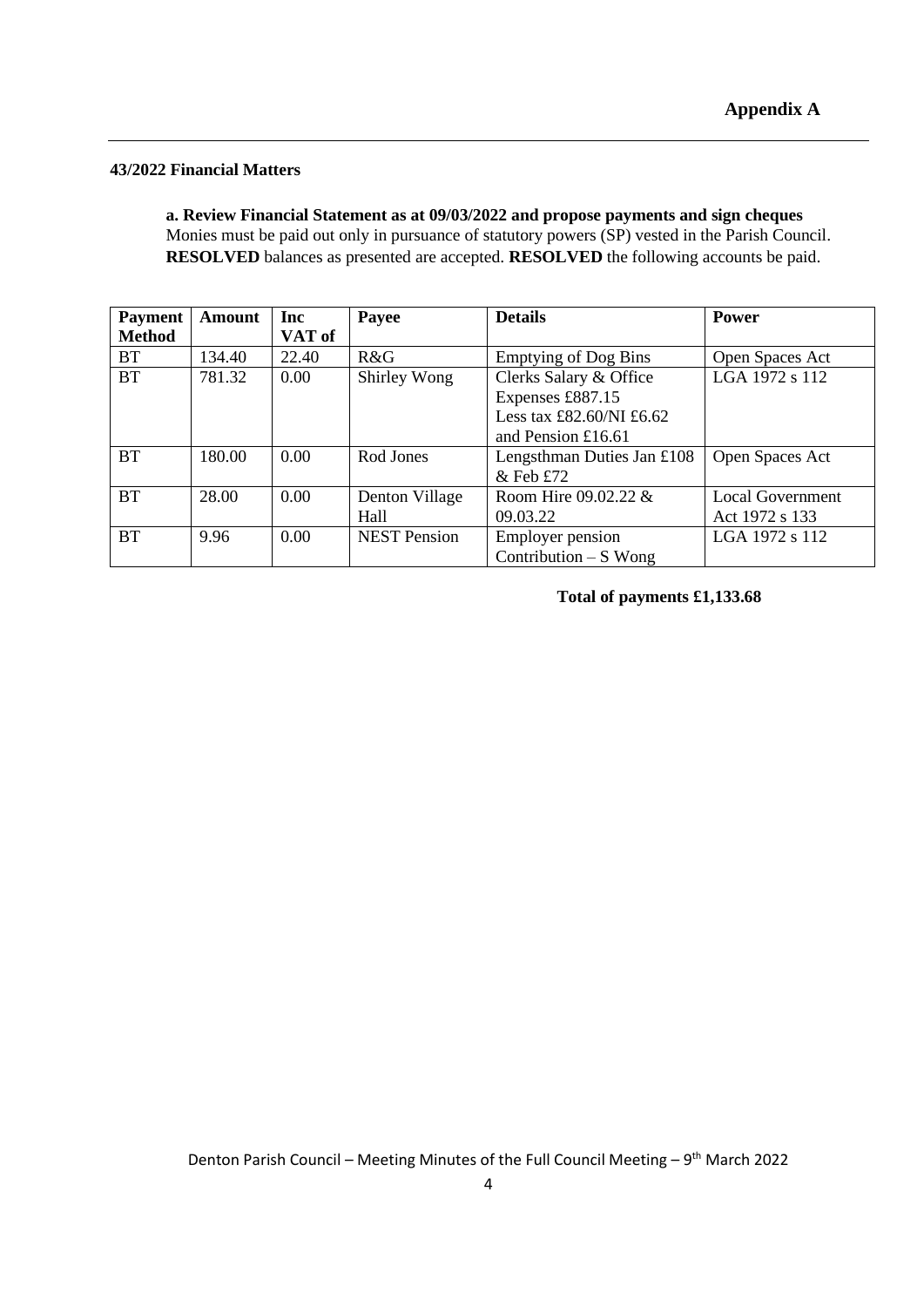**Appendix A**

**43/2022 Financial Matters**

**a. Review Financial Statement as at 09/03/2022 and propose payments and sign cheques**
Monies must be paid out only in pursuance of statutory powers (SP) vested in the Parish Council.
**RESOLVED** balances as presented are accepted. **RESOLVED** the following accounts be paid.

| **Payment Method** | **Amount** | **Inc VAT of** | **Payee** | **Details** | **Power** |
|---|---|---|---|---|---|
| BT | 134.40 | 22.40 | R&G | Emptying of Dog Bins | Open Spaces Act |
| BT | 781.32 | 0.00 | Shirley Wong | Clerks Salary & Office Expenses £887.15 Less tax £82.60/NI £6.62 and Pension £16.61 | LGA 1972 s 112 |
| BT | 180.00 | 0.00 | Rod Jones | Lengsthman Duties Jan £108 & Feb £72 | Open Spaces Act |
| BT | 28.00 | 0.00 | Denton Village Hall | Room Hire 09.02.22 & 09.03.22 | Local Government Act 1972 s 133 |
| BT | 9.96 | 0.00 | NEST Pension | Employer pension Contribution – S Wong | LGA 1972 s 112 |

**Total of payments £1,133.68**